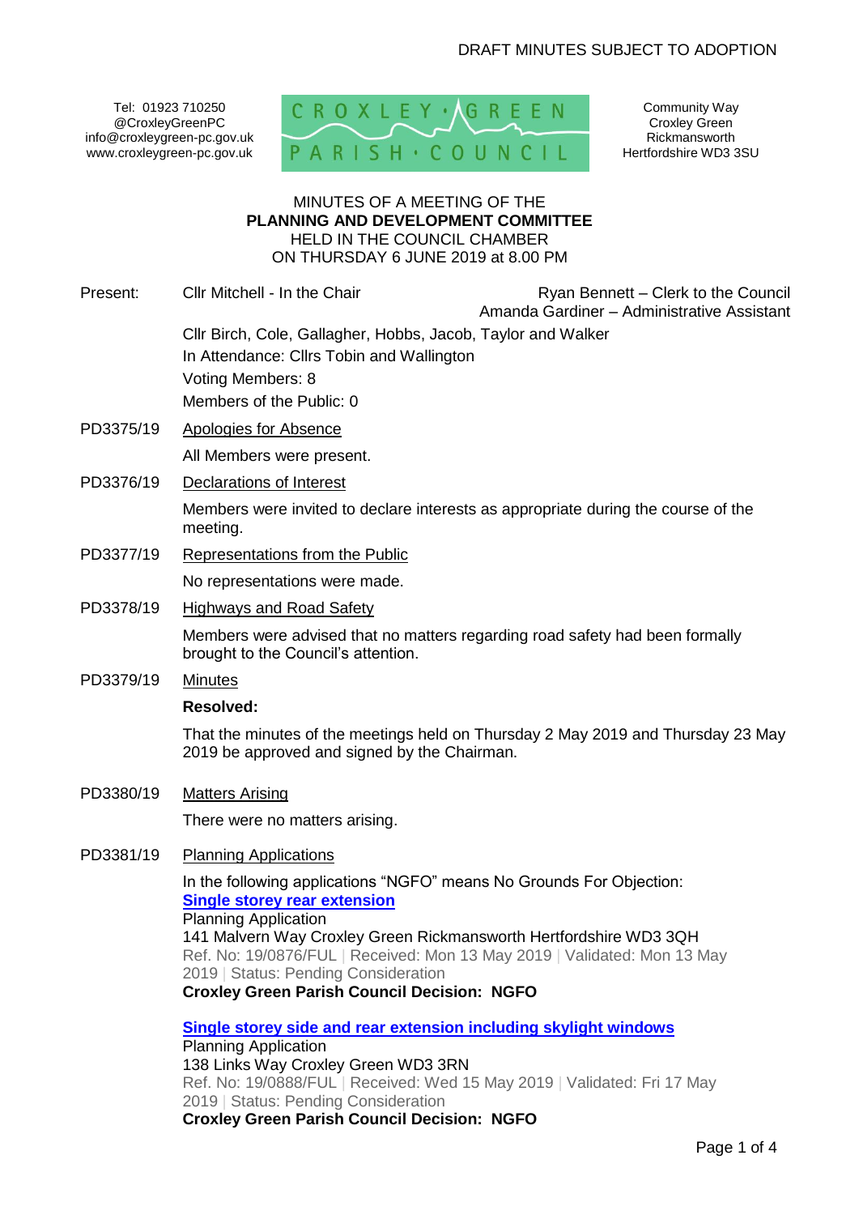DRAFT MINUTES SUBJECT TO ADOPTION

Tel: 01923 710250
@CroxleyGreenPC
info@croxleygreen-pc.gov.uk
www.croxleygreen-pc.gov.uk

CROXLEY GREEN PARISH COUNCIL

Community Way
Croxley Green
Rickmansworth
Hertfordshire WD3 3SU

MINUTES OF A MEETING OF THE
**PLANNING AND DEVELOPMENT COMMITTEE**
HELD IN THE COUNCIL CHAMBER
ON THURSDAY 6 JUNE 2019 at 8.00 PM

Present: Cllr Mitchell - In the Chair

Ryan Bennett – Clerk to the Council
Amanda Gardiner – Administrative Assistant

Cllr Birch, Cole, Gallagher, Hobbs, Jacob, Taylor and Walker
In Attendance: Cllrs Tobin and Wallington
Voting Members: 8
Members of the Public: 0

PD3375/19 Apologies for Absence

All Members were present.

PD3376/19 Declarations of Interest

Members were invited to declare interests as appropriate during the course of the meeting.

PD3377/19 Representations from the Public

No representations were made.

PD3378/19 Highways and Road Safety

Members were advised that no matters regarding road safety had been formally brought to the Council's attention.

PD3379/19 Minutes

**Resolved:**

That the minutes of the meetings held on Thursday 2 May 2019 and Thursday 23 May 2019 be approved and signed by the Chairman.

PD3380/19 Matters Arising

There were no matters arising.

PD3381/19 Planning Applications

In the following applications "NGFO" means No Grounds For Objection:

**Single storey rear extension**
Planning Application
141 Malvern Way Croxley Green Rickmansworth Hertfordshire WD3 3QH
Ref. No: 19/0876/FUL | Received: Mon 13 May 2019 | Validated: Mon 13 May 2019 | Status: Pending Consideration
**Croxley Green Parish Council Decision: NGFO**

**Single storey side and rear extension including skylight windows**
Planning Application
138 Links Way Croxley Green WD3 3RN
Ref. No: 19/0888/FUL | Received: Wed 15 May 2019 | Validated: Fri 17 May 2019 | Status: Pending Consideration
**Croxley Green Parish Council Decision: NGFO**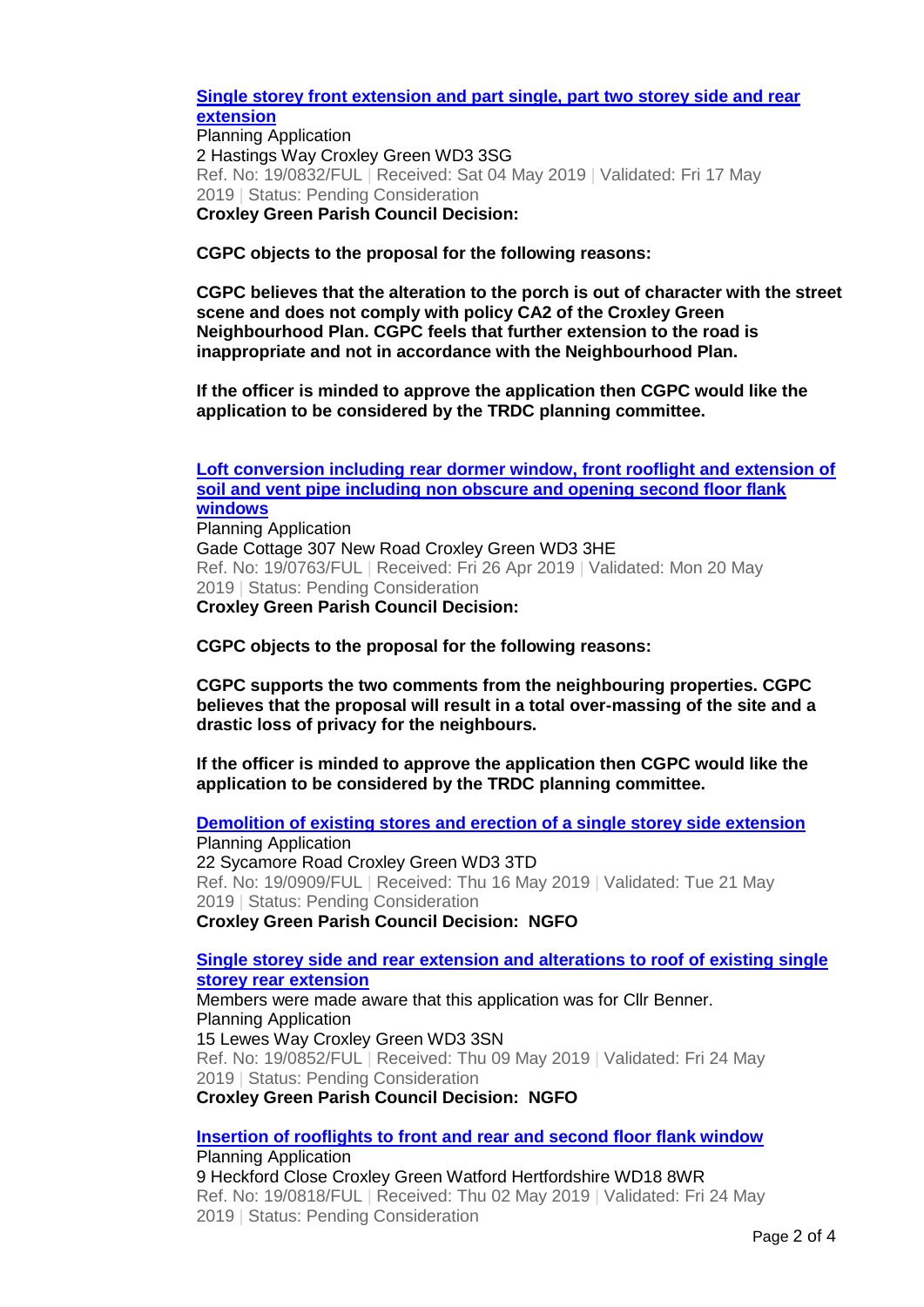**Single storey front extension and part single, part two storey side and rear extension**

Planning Application

2 Hastings Way Croxley Green WD3 3SG

Ref. No: 19/0832/FUL | Received: Sat 04 May 2019 | Validated: Fri 17 May 2019 | Status: Pending Consideration

**Croxley Green Parish Council Decision:**

**CGPC objects to the proposal for the following reasons:**

**CGPC believes that the alteration to the porch is out of character with the street scene and does not comply with policy CA2 of the Croxley Green Neighbourhood Plan. CGPC feels that further extension to the road is inappropriate and not in accordance with the Neighbourhood Plan.**

**If the officer is minded to approve the application then CGPC would like the application to be considered by the TRDC planning committee.**

**Loft conversion including rear dormer window, front rooflight and extension of soil and vent pipe including non obscure and opening second floor flank windows**

Planning Application

Gade Cottage 307 New Road Croxley Green WD3 3HE

Ref. No: 19/0763/FUL | Received: Fri 26 Apr 2019 | Validated: Mon 20 May 2019 | Status: Pending Consideration

**Croxley Green Parish Council Decision:**

**CGPC objects to the proposal for the following reasons:**

**CGPC supports the two comments from the neighbouring properties. CGPC believes that the proposal will result in a total over-massing of the site and a drastic loss of privacy for the neighbours.**

**If the officer is minded to approve the application then CGPC would like the application to be considered by the TRDC planning committee.**

**Demolition of existing stores and erection of a single storey side extension**

Planning Application

22 Sycamore Road Croxley Green WD3 3TD

Ref. No: 19/0909/FUL | Received: Thu 16 May 2019 | Validated: Tue 21 May 2019 | Status: Pending Consideration

**Croxley Green Parish Council Decision: NGFO**

**Single storey side and rear extension and alterations to roof of existing single storey rear extension**

Members were made aware that this application was for Cllr Benner.

Planning Application

15 Lewes Way Croxley Green WD3 3SN

Ref. No: 19/0852/FUL | Received: Thu 09 May 2019 | Validated: Fri 24 May 2019 | Status: Pending Consideration

**Croxley Green Parish Council Decision: NGFO**

**Insertion of rooflights to front and rear and second floor flank window**

Planning Application

9 Heckford Close Croxley Green Watford Hertfordshire WD18 8WR

Ref. No: 19/0818/FUL | Received: Thu 02 May 2019 | Validated: Fri 24 May 2019 | Status: Pending Consideration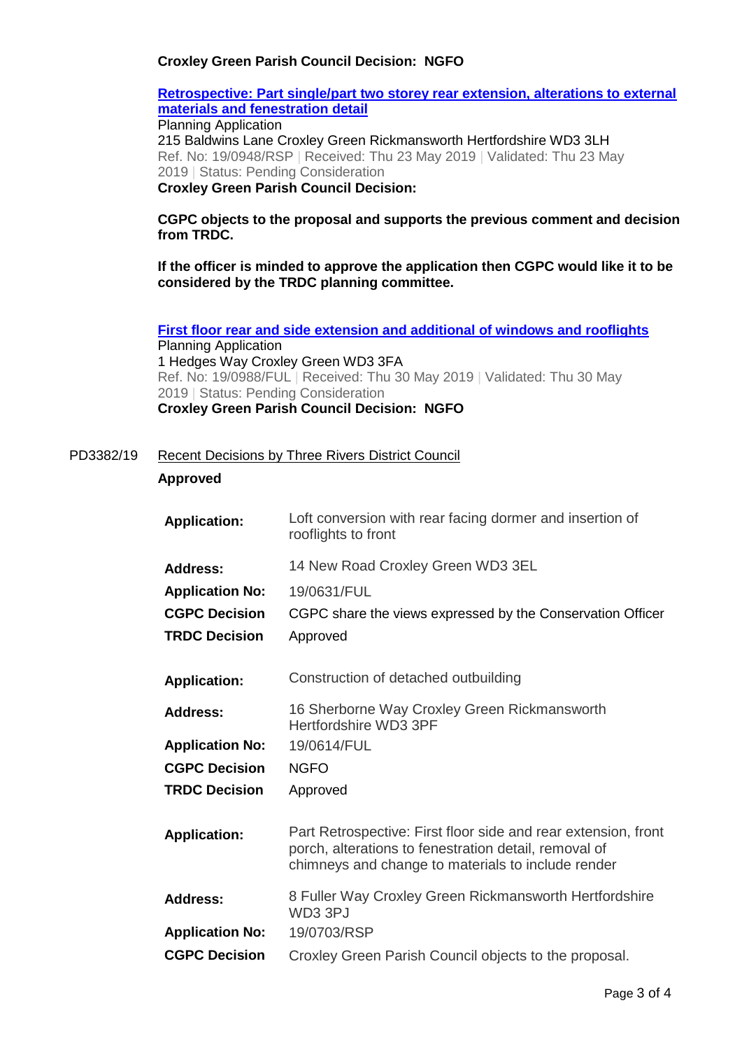**Croxley Green Parish Council Decision: NGFO**

**Retrospective: Part single/part two storey rear extension, alterations to external materials and fenestration detail**

Planning Application
215 Baldwins Lane Croxley Green Rickmansworth Hertfordshire WD3 3LH
Ref. No: 19/0948/RSP | Received: Thu 23 May 2019 | Validated: Thu 23 May 2019 | Status: Pending Consideration

**Croxley Green Parish Council Decision:**

**CGPC objects to the proposal and supports the previous comment and decision from TRDC.**

**If the officer is minded to approve the application then CGPC would like it to be considered by the TRDC planning committee.**

**First floor rear and side extension and additional of windows and rooflights**

Planning Application
1 Hedges Way Croxley Green WD3 3FA
Ref. No: 19/0988/FUL | Received: Thu 30 May 2019 | Validated: Thu 30 May 2019 | Status: Pending Consideration

**Croxley Green Parish Council Decision: NGFO**

PD3382/19 Recent Decisions by Three Rivers District Council

**Approved**

| | |
|---|---|
| **Application:** | Loft conversion with rear facing dormer and insertion of rooflights to front |
| **Address:** | 14 New Road Croxley Green WD3 3EL |
| **Application No:** | 19/0631/FUL |
| **CGPC Decision** | CGPC share the views expressed by the Conservation Officer |
| **TRDC Decision** | Approved |

| | |
|---|---|
| **Application:** | Construction of detached outbuilding |
| **Address:** | 16 Sherborne Way Croxley Green Rickmansworth Hertfordshire WD3 3PF |
| **Application No:** | 19/0614/FUL |
| **CGPC Decision** | NGFO |
| **TRDC Decision** | Approved |

| | |
|---|---|
| **Application:** | Part Retrospective: First floor side and rear extension, front porch, alterations to fenestration detail, removal of chimneys and change to materials to include render |
| **Address:** | 8 Fuller Way Croxley Green Rickmansworth Hertfordshire WD3 3PJ |
| **Application No:** | 19/0703/RSP |
| **CGPC Decision** | Croxley Green Parish Council objects to the proposal. |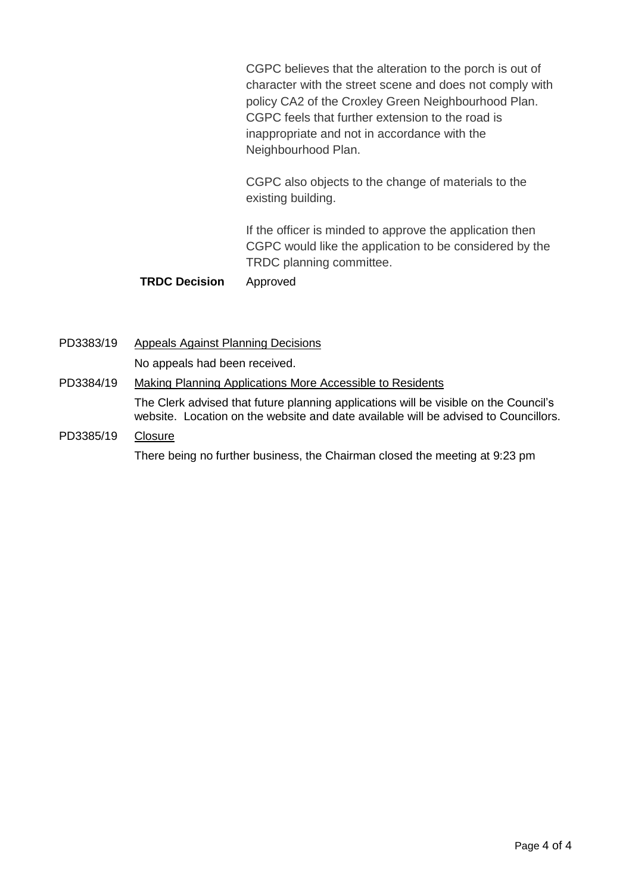CGPC believes that the alteration to the porch is out of character with the street scene and does not comply with policy CA2 of the Croxley Green Neighbourhood Plan. CGPC feels that further extension to the road is inappropriate and not in accordance with the Neighbourhood Plan.

CGPC also objects to the change of materials to the existing building.

If the officer is minded to approve the application then CGPC would like the application to be considered by the TRDC planning committee.

**TRDC Decision** Approved

PD3383/19 Appeals Against Planning Decisions

No appeals had been received.

PD3384/19 Making Planning Applications More Accessible to Residents

The Clerk advised that future planning applications will be visible on the Council's website. Location on the website and date available will be advised to Councillors.

PD3385/19 Closure

There being no further business, the Chairman closed the meeting at 9:23 pm